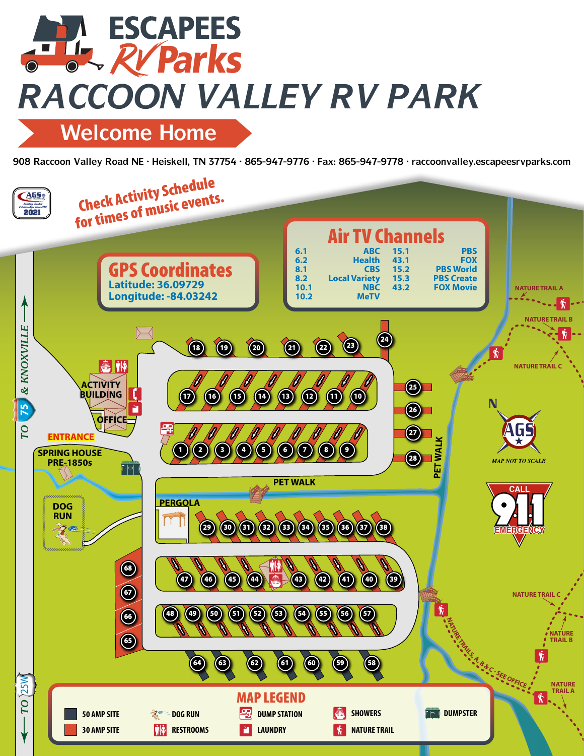# ESCAPEES RV Parks

# RACCOON VALLEY RV PARK

## Welcome Home

908 Raccoon Valley Road NE · Heiskell, TN 37754 · 865-947-9776 · Fax: 865-947-9778 · raccoonvalley.escapeesrvparks.com

AGS 2021

Check Activity Schedule for times of music events.

## GPS Coordinates

Latitude: 36.09729
Longitude: -84.03242

## Air TV Channels

| | | | |
|---|---|---|---|
| 6.1 | ABC | 15.1 | PBS |
| 6.2 | Health | 43.1 | FOX |
| 8.1 | CBS | 15.2 | PBS World |
| 8.2 | Local Variety | 15.3 | PBS Create |
| 10.1 | NBC | 43.2 | FOX Movie |
| 10.2 | MeTV | | |

TO 75 & KNOXVILLE

TO 25W

ACTIVITY BUILDING

OFFICE

ENTRANCE

SPRING HOUSE PRE-1850s

DOG RUN

PERGOLA

PET WALK

NATURE TRAIL A

NATURE TRAIL B

NATURE TRAIL C

NATURE TRAILS A, B & C - SEE OFFICE

N

AGS

MAP NOT TO SCALE

CALL 911 EMERGENCY

## MAP LEGEND

- 50 AMP SITE
- 30 AMP SITE
- DOG RUN
- RESTROOMS
- DUMP STATION
- LAUNDRY
- SHOWERS
- NATURE TRAIL
- DUMPSTER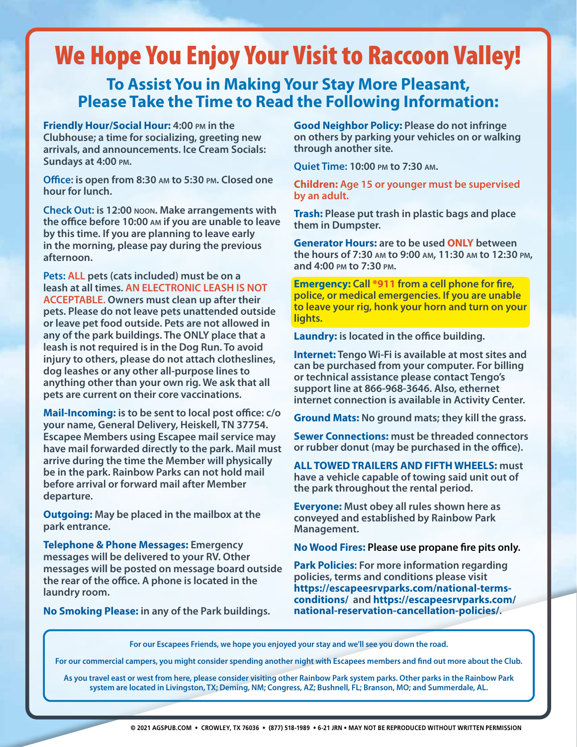# We Hope You Enjoy Your Visit to Raccoon Valley!

## To Assist You in Making Your Stay More Pleasant, Please Take the Time to Read the Following Information:

**Friendly Hour/Social Hour:** 4:00 PM in the Clubhouse; a time for socializing, greeting new arrivals, and announcements. Ice Cream Socials: Sundays at 4:00 PM.

**Office:** is open from 8:30 AM to 5:30 PM. Closed one hour for lunch.

**Check Out:** is 12:00 NOON. Make arrangements with the office before 10:00 AM if you are unable to leave by this time. If you are planning to leave early in the morning, please pay during the previous afternoon.

**Pets:** ALL pets (cats included) must be on a leash at all times. AN ELECTRONIC LEASH IS NOT ACCEPTABLE. Owners must clean up after their pets. Please do not leave pets unattended outside or leave pet food outside. Pets are not allowed in any of the park buildings. The ONLY place that a leash is not required is in the Dog Run. To avoid injury to others, please do not attach clotheslines, dog leashes or any other all-purpose lines to anything other than your own rig. We ask that all pets are current on their core vaccinations.

**Mail-Incoming:** is to be sent to local post office: c/o your name, General Delivery, Heiskell, TN 37754. Escapee Members using Escapee mail service may have mail forwarded directly to the park. Mail must arrive during the time the Member will physically be in the park. Rainbow Parks can not hold mail before arrival or forward mail after Member departure.

**Outgoing:** May be placed in the mailbox at the park entrance.

**Telephone & Phone Messages:** Emergency messages will be delivered to your RV. Other messages will be posted on message board outside the rear of the office. A phone is located in the laundry room.

**No Smoking Please:** in any of the Park buildings.

**Good Neighbor Policy:** Please do not infringe on others by parking your vehicles on or walking through another site.

**Quiet Time:** 10:00 PM to 7:30 AM.

**Children:** Age 15 or younger must be supervised by an adult.

**Trash:** Please put trash in plastic bags and place them in Dumpster.

**Generator Hours:** are to be used **ONLY** between the hours of 7:30 AM to 9:00 AM, 11:30 AM to 12:30 PM, and 4:00 PM to 7:30 PM.

**Emergency:** Call *911 from a cell phone for fire, police, or medical emergencies. If you are unable to leave your rig, honk your horn and turn on your lights.

**Laundry:** is located in the office building.

**Internet:** Tengo Wi-Fi is available at most sites and can be purchased from your computer. For billing or technical assistance please contact Tengo's support line at 866-968-3646. Also, ethernet internet connection is available in Activity Center.

**Ground Mats:** No ground mats; they kill the grass.

**Sewer Connections:** must be threaded connectors or rubber donut (may be purchased in the office).

**ALL TOWED TRAILERS AND FIFTH WHEELS:** must have a vehicle capable of towing said unit out of the park throughout the rental period.

**Everyone:** Must obey all rules shown here as conveyed and established by Rainbow Park Management.

**No Wood Fires:** Please use propane fire pits only.

**Park Policies:** For more information regarding policies, terms and conditions please visit **https://escapeesrvparks.com/national-terms-conditions/** and **https://escapeesrvparks.com/national-reservation-cancellation-policies/**.

For our Escapees Friends, we hope you enjoyed your stay and we'll see you down the road.

For our commercial campers, you might consider spending another night with Escapees members and find out more about the Club.

As you travel east or west from here, please consider visiting other Rainbow Park system parks. Other parks in the Rainbow Park system are located in Livingston, TX; Deming, NM; Congress, AZ; Bushnell, FL; Branson, MO; and Summerdale, AL.

© 2021 AGSPUB.COM • CROWLEY, TX 76036 • (877) 518-1989 • 6-21 JRN • MAY NOT BE REPRODUCED WITHOUT WRITTEN PERMISSION